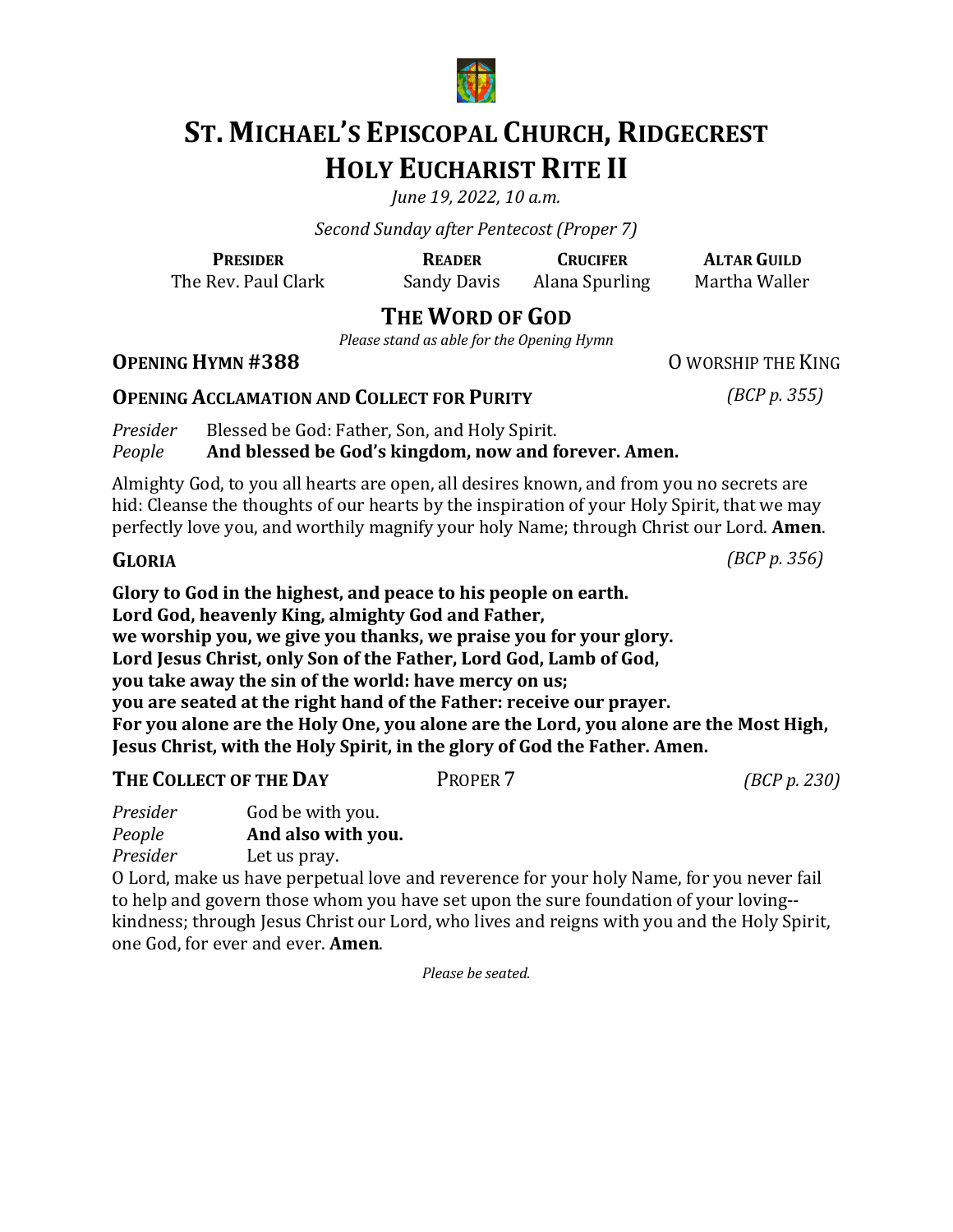# ST. MICHAEL'S EPISCOPAL CHURCH, RIDGECREST
# HOLY EUCHARIST RITE II

*June 19, 2022, 10 a.m.*

*Second Sunday after Pentecost (Proper 7)*

| PRESIDER | READER | CRUCIFER | ALTAR GUILD |
|---|---|---|---|
| The Rev. Paul Clark | Sandy Davis | Alana Spurling | Martha Waller |

## THE WORD OF GOD

*Please stand as able for the Opening Hymn*

**OPENING HYMN #388** O WORSHIP THE KING

**OPENING ACCLAMATION AND COLLECT FOR PURITY** *(BCP p. 355)*

*Presider* Blessed be God: Father, Son, and Holy Spirit.
*People* **And blessed be God's kingdom, now and forever. Amen.**

Almighty God, to you all hearts are open, all desires known, and from you no secrets are hid: Cleanse the thoughts of our hearts by the inspiration of your Holy Spirit, that we may perfectly love you, and worthily magnify your holy Name; through Christ our Lord. **Amen**.

**GLORIA** *(BCP p. 356)*

**Glory to God in the highest, and peace to his people on earth.**
**Lord God, heavenly King, almighty God and Father,**
**we worship you, we give you thanks, we praise you for your glory.**
**Lord Jesus Christ, only Son of the Father, Lord God, Lamb of God,**
**you take away the sin of the world: have mercy on us;**
**you are seated at the right hand of the Father: receive our prayer.**
**For you alone are the Holy One, you alone are the Lord, you alone are the Most High,**
**Jesus Christ, with the Holy Spirit, in the glory of God the Father. Amen.**

**THE COLLECT OF THE DAY** PROPER 7 *(BCP p. 230)*

*Presider* God be with you.
*People* **And also with you.**
*Presider* Let us pray.

O Lord, make us have perpetual love and reverence for your holy Name, for you never fail to help and govern those whom you have set upon the sure foundation of your loving--kindness; through Jesus Christ our Lord, who lives and reigns with you and the Holy Spirit, one God, for ever and ever. **Amen**.

*Please be seated.*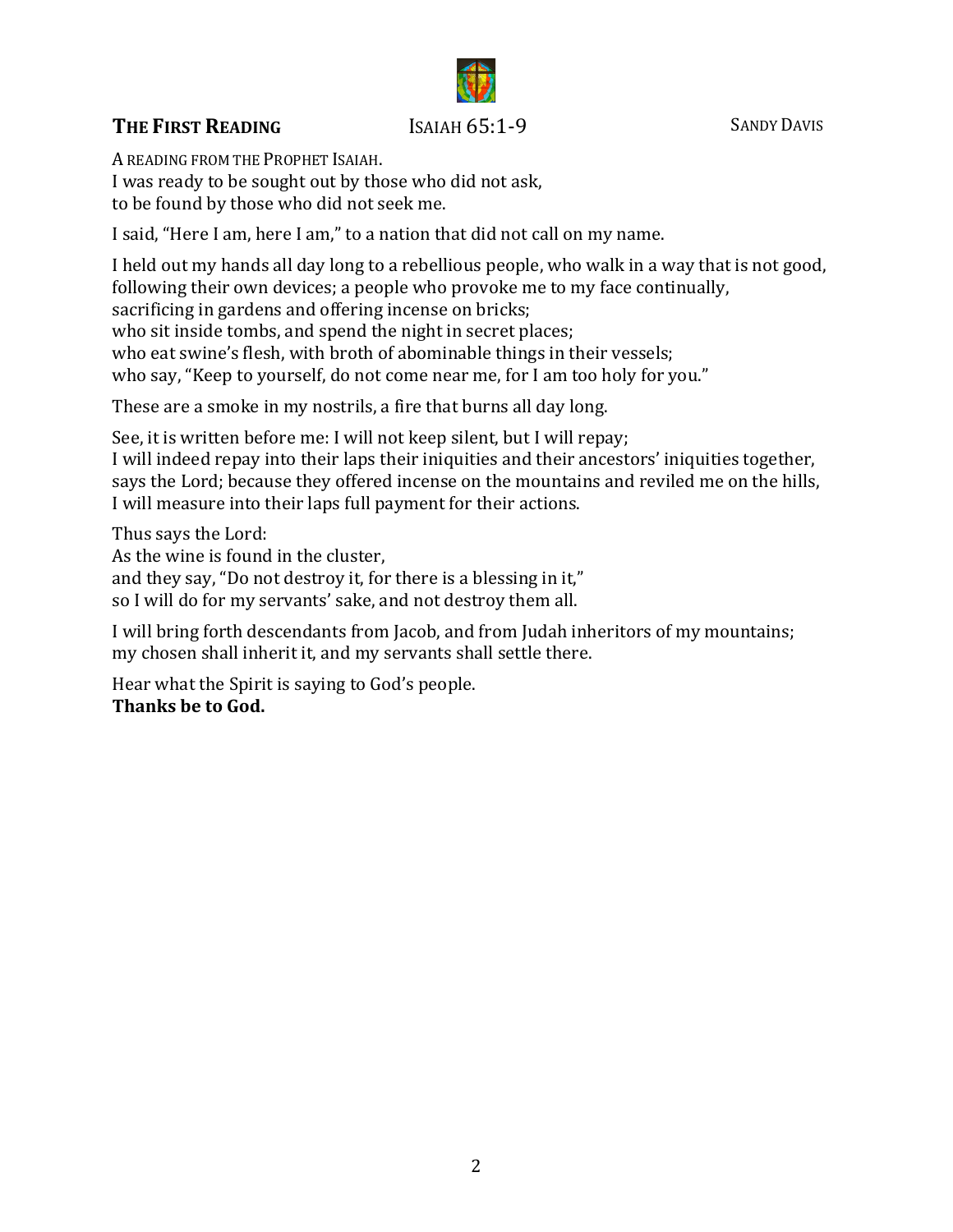**THE FIRST READING** ISAIAH 65:1-9 SANDY DAVIS

A READING FROM THE PROPHET ISAIAH.
I was ready to be sought out by those who did not ask,
to be found by those who did not seek me.

I said, "Here I am, here I am," to a nation that did not call on my name.

I held out my hands all day long to a rebellious people, who walk in a way that is not good,
following their own devices; a people who provoke me to my face continually,
sacrificing in gardens and offering incense on bricks;
who sit inside tombs, and spend the night in secret places;
who eat swine's flesh, with broth of abominable things in their vessels;
who say, "Keep to yourself, do not come near me, for I am too holy for you."

These are a smoke in my nostrils, a fire that burns all day long.

See, it is written before me: I will not keep silent, but I will repay;
I will indeed repay into their laps their iniquities and their ancestors' iniquities together,
says the Lord; because they offered incense on the mountains and reviled me on the hills,
I will measure into their laps full payment for their actions.

Thus says the Lord:
As the wine is found in the cluster,
and they say, "Do not destroy it, for there is a blessing in it,"
so I will do for my servants' sake, and not destroy them all.

I will bring forth descendants from Jacob, and from Judah inheritors of my mountains;
my chosen shall inherit it, and my servants shall settle there.

Hear what the Spirit is saying to God's people.
**Thanks be to God.**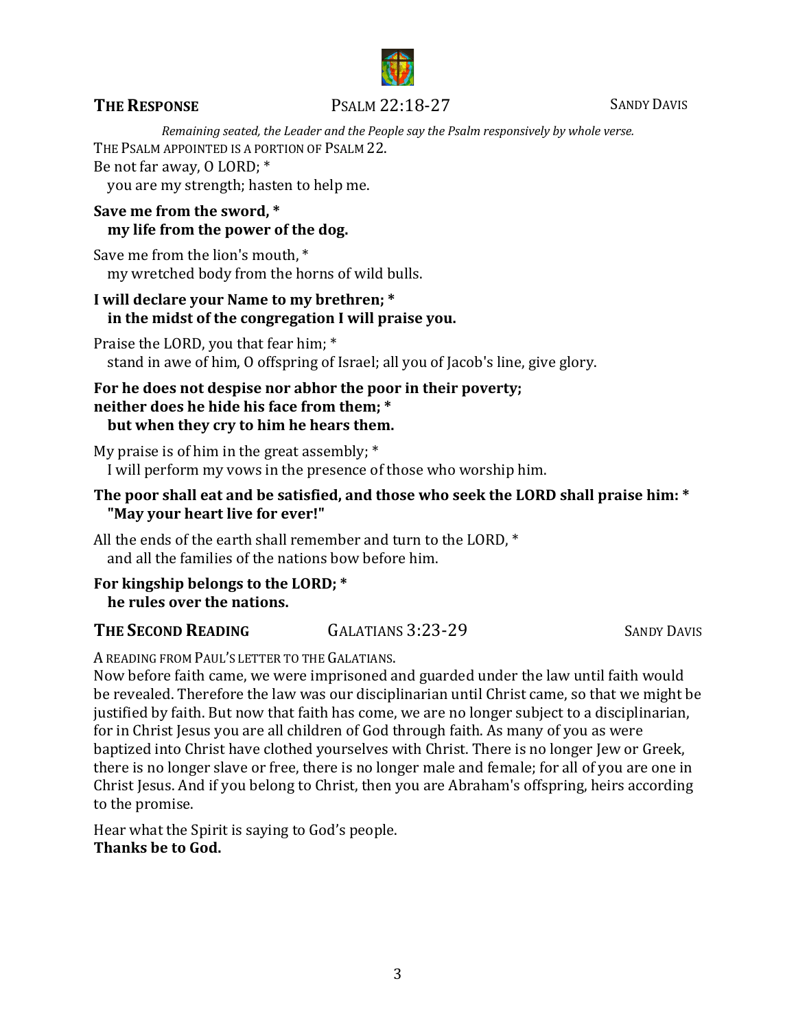## **THE RESPONSE** PSALM 22:18-27 SANDY DAVIS

*Remaining seated, the Leader and the People say the Psalm responsively by whole verse.*

THE PSALM APPOINTED IS A PORTION OF PSALM 22.

Be not far away, O LORD; *
  you are my strength; hasten to help me.

**Save me from the sword, *
  my life from the power of the dog.**

Save me from the lion's mouth, *
  my wretched body from the horns of wild bulls.

**I will declare your Name to my brethren; *
  in the midst of the congregation I will praise you.**

Praise the LORD, you that fear him; *
  stand in awe of him, O offspring of Israel; all you of Jacob's line, give glory.

**For he does not despise nor abhor the poor in their poverty;
neither does he hide his face from them; *
  but when they cry to him he hears them.**

My praise is of him in the great assembly; *
  I will perform my vows in the presence of those who worship him.

**The poor shall eat and be satisfied, and those who seek the LORD shall praise him: *
  "May your heart live for ever!"**

All the ends of the earth shall remember and turn to the LORD, *
  and all the families of the nations bow before him.

**For kingship belongs to the LORD; *
  he rules over the nations.**

## **THE SECOND READING** GALATIANS 3:23-29 SANDY DAVIS

A READING FROM PAUL'S LETTER TO THE GALATIANS.

Now before faith came, we were imprisoned and guarded under the law until faith would be revealed. Therefore the law was our disciplinarian until Christ came, so that we might be justified by faith. But now that faith has come, we are no longer subject to a disciplinarian, for in Christ Jesus you are all children of God through faith. As many of you as were baptized into Christ have clothed yourselves with Christ. There is no longer Jew or Greek, there is no longer slave or free, there is no longer male and female; for all of you are one in Christ Jesus. And if you belong to Christ, then you are Abraham's offspring, heirs according to the promise.

Hear what the Spirit is saying to God's people.
**Thanks be to God.**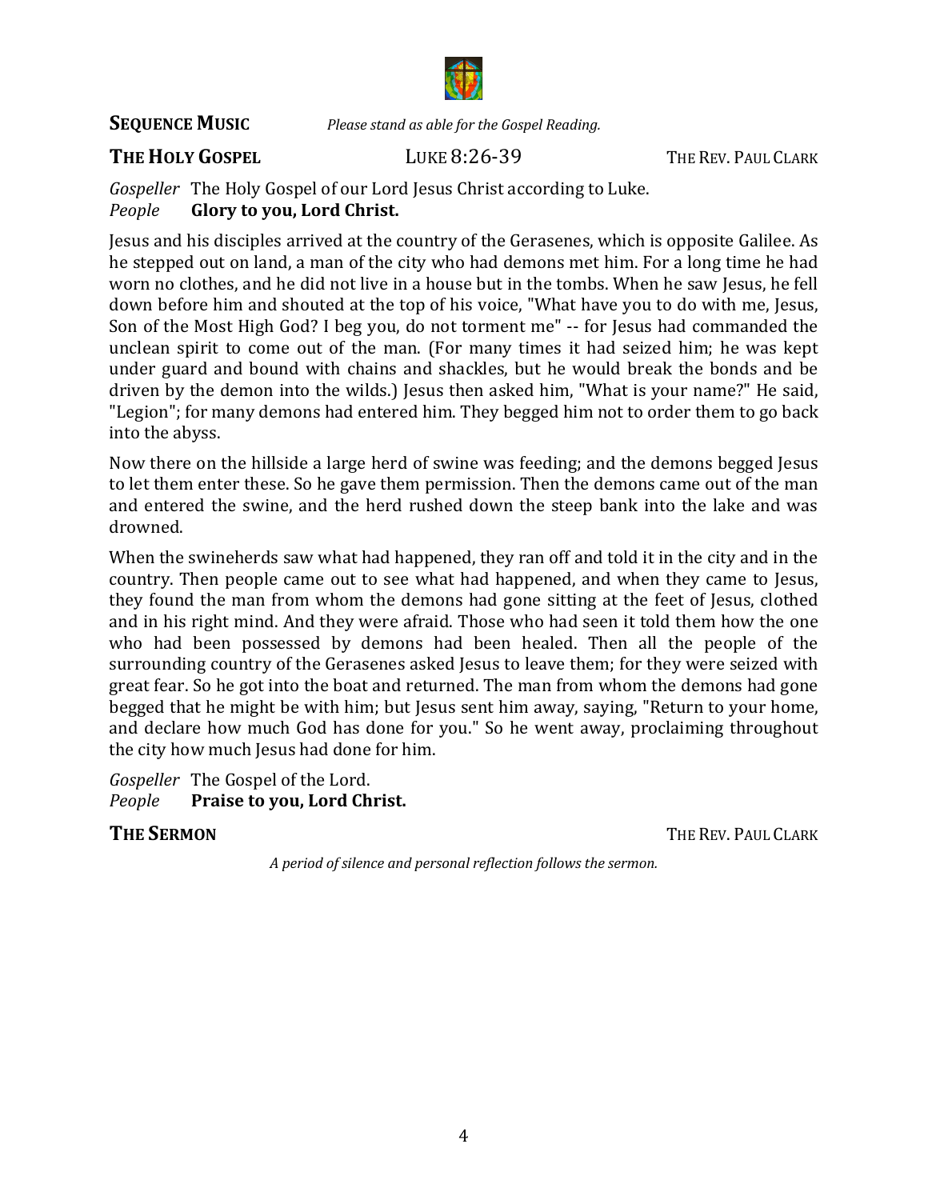**SEQUENCE MUSIC** *Please stand as able for the Gospel Reading.*

**THE HOLY GOSPEL** LUKE 8:26-39 THE REV. PAUL CLARK

*Gospeller* The Holy Gospel of our Lord Jesus Christ according to Luke.
*People* **Glory to you, Lord Christ.**

Jesus and his disciples arrived at the country of the Gerasenes, which is opposite Galilee. As he stepped out on land, a man of the city who had demons met him. For a long time he had worn no clothes, and he did not live in a house but in the tombs. When he saw Jesus, he fell down before him and shouted at the top of his voice, "What have you to do with me, Jesus, Son of the Most High God? I beg you, do not torment me" -- for Jesus had commanded the unclean spirit to come out of the man. (For many times it had seized him; he was kept under guard and bound with chains and shackles, but he would break the bonds and be driven by the demon into the wilds.) Jesus then asked him, "What is your name?" He said, "Legion"; for many demons had entered him. They begged him not to order them to go back into the abyss.

Now there on the hillside a large herd of swine was feeding; and the demons begged Jesus to let them enter these. So he gave them permission. Then the demons came out of the man and entered the swine, and the herd rushed down the steep bank into the lake and was drowned.

When the swineherds saw what had happened, they ran off and told it in the city and in the country. Then people came out to see what had happened, and when they came to Jesus, they found the man from whom the demons had gone sitting at the feet of Jesus, clothed and in his right mind. And they were afraid. Those who had seen it told them how the one who had been possessed by demons had been healed. Then all the people of the surrounding country of the Gerasenes asked Jesus to leave them; for they were seized with great fear. So he got into the boat and returned. The man from whom the demons had gone begged that he might be with him; but Jesus sent him away, saying, "Return to your home, and declare how much God has done for you." So he went away, proclaiming throughout the city how much Jesus had done for him.

*Gospeller* The Gospel of the Lord.
*People* **Praise to you, Lord Christ.**

**THE SERMON** THE REV. PAUL CLARK

*A period of silence and personal reflection follows the sermon.*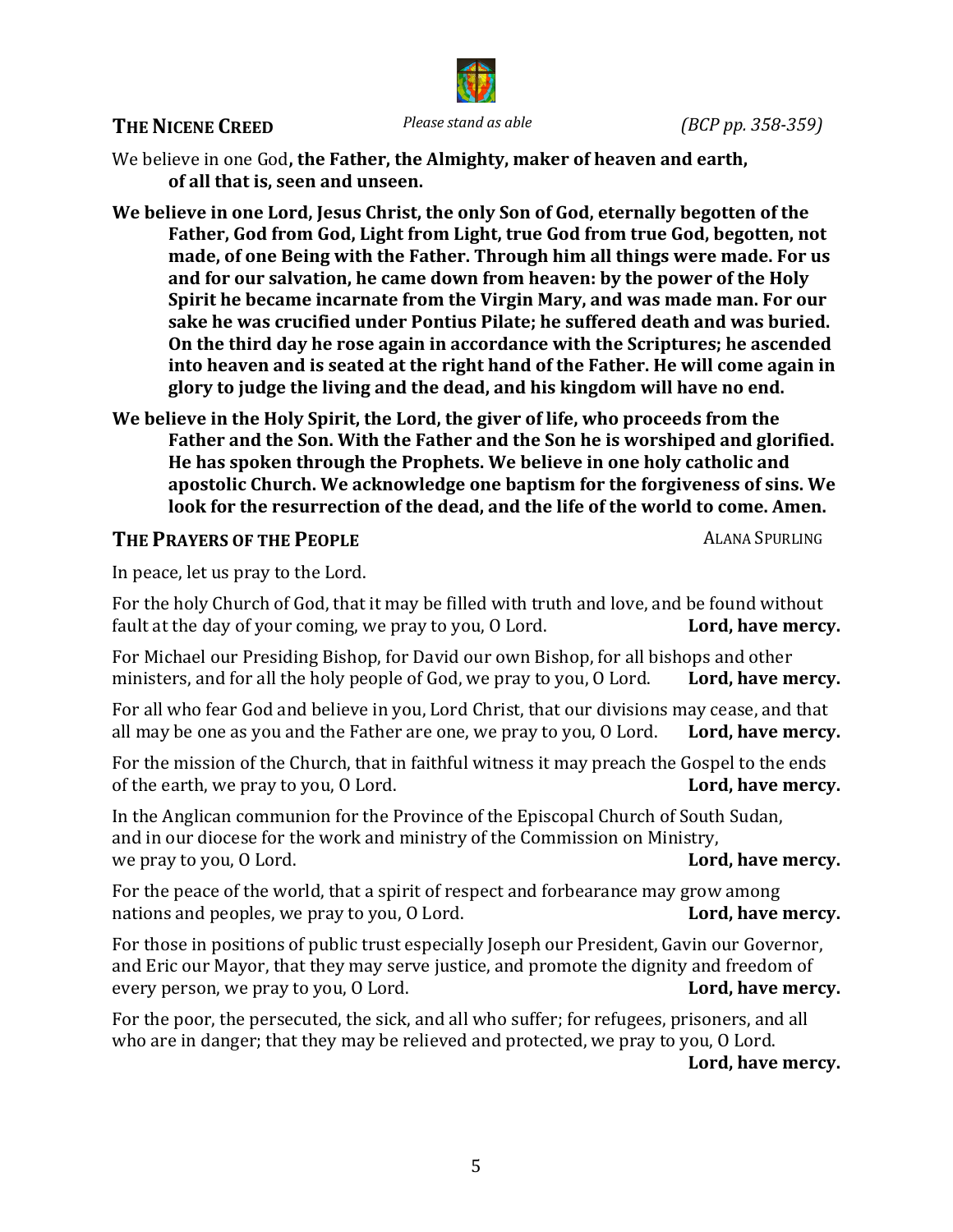## THE NICENE CREED

*Please stand as able* *(BCP pp. 358-359)*

We believe in one God**, the Father, the Almighty, maker of heaven and earth, of all that is, seen and unseen.**

**We believe in one Lord, Jesus Christ, the only Son of God, eternally begotten of the Father, God from God, Light from Light, true God from true God, begotten, not made, of one Being with the Father. Through him all things were made. For us and for our salvation, he came down from heaven: by the power of the Holy Spirit he became incarnate from the Virgin Mary, and was made man. For our sake he was crucified under Pontius Pilate; he suffered death and was buried. On the third day he rose again in accordance with the Scriptures; he ascended into heaven and is seated at the right hand of the Father. He will come again in glory to judge the living and the dead, and his kingdom will have no end.**

**We believe in the Holy Spirit, the Lord, the giver of life, who proceeds from the Father and the Son. With the Father and the Son he is worshiped and glorified. He has spoken through the Prophets. We believe in one holy catholic and apostolic Church. We acknowledge one baptism for the forgiveness of sins. We look for the resurrection of the dead, and the life of the world to come. Amen.**

## THE PRAYERS OF THE PEOPLE

ALANA SPURLING

In peace, let us pray to the Lord.

For the holy Church of God, that it may be filled with truth and love, and be found without fault at the day of your coming, we pray to you, O Lord. **Lord, have mercy.**

For Michael our Presiding Bishop, for David our own Bishop, for all bishops and other ministers, and for all the holy people of God, we pray to you, O Lord. **Lord, have mercy.**

For all who fear God and believe in you, Lord Christ, that our divisions may cease, and that all may be one as you and the Father are one, we pray to you, O Lord. **Lord, have mercy.**

For the mission of the Church, that in faithful witness it may preach the Gospel to the ends of the earth, we pray to you, O Lord. **Lord, have mercy.**

In the Anglican communion for the Province of the Episcopal Church of South Sudan, and in our diocese for the work and ministry of the Commission on Ministry, we pray to you, O Lord. **Lord, have mercy.**

For the peace of the world, that a spirit of respect and forbearance may grow among nations and peoples, we pray to you, O Lord. **Lord, have mercy.**

For those in positions of public trust especially Joseph our President, Gavin our Governor, and Eric our Mayor, that they may serve justice, and promote the dignity and freedom of every person, we pray to you, O Lord. **Lord, have mercy.**

For the poor, the persecuted, the sick, and all who suffer; for refugees, prisoners, and all who are in danger; that they may be relieved and protected, we pray to you, O Lord. **Lord, have mercy.**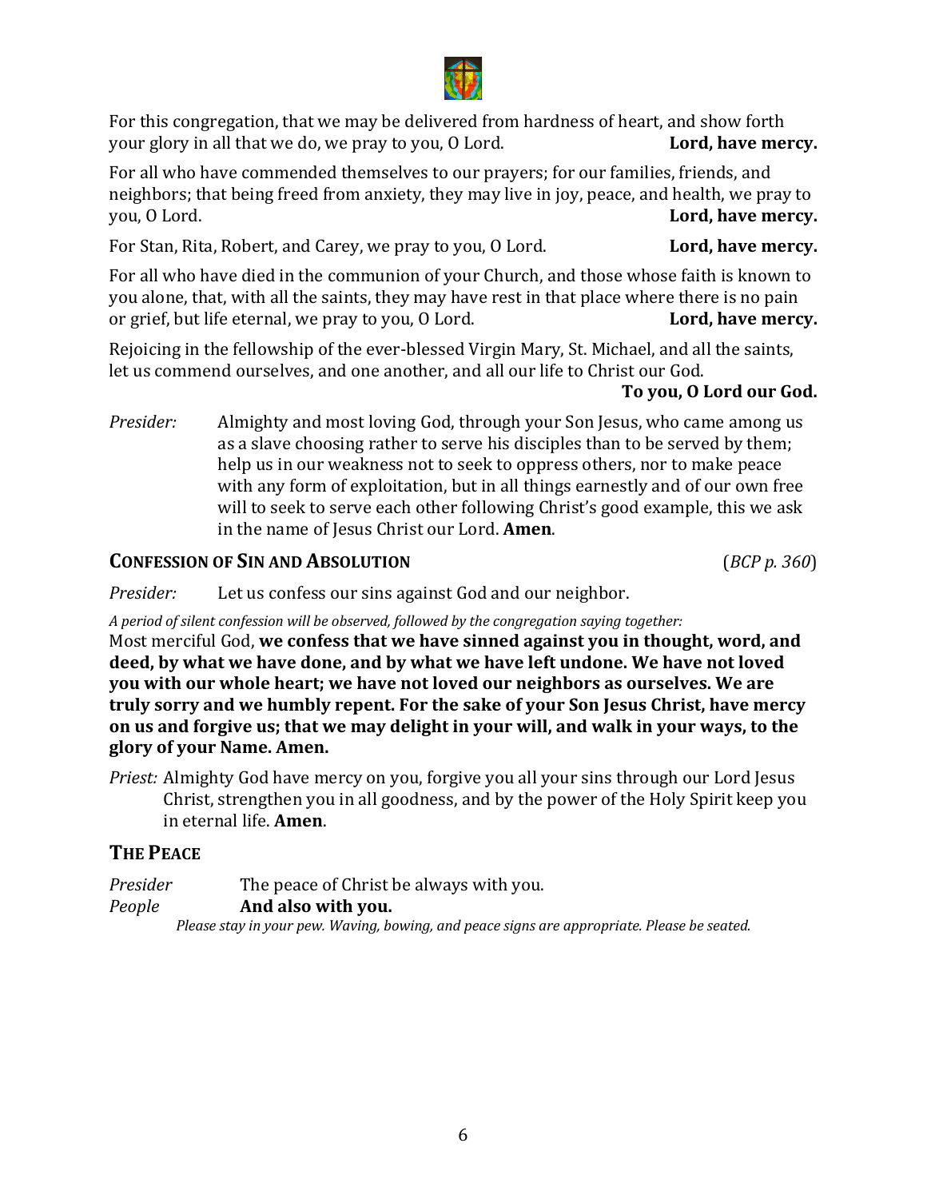For this congregation, that we may be delivered from hardness of heart, and show forth your glory in all that we do, we pray to you, O Lord. **Lord, have mercy.**

For all who have commended themselves to our prayers; for our families, friends, and neighbors; that being freed from anxiety, they may live in joy, peace, and health, we pray to you, O Lord. **Lord, have mercy.**

For Stan, Rita, Robert, and Carey, we pray to you, O Lord. **Lord, have mercy.**

For all who have died in the communion of your Church, and those whose faith is known to you alone, that, with all the saints, they may have rest in that place where there is no pain or grief, but life eternal, we pray to you, O Lord. **Lord, have mercy.**

Rejoicing in the fellowship of the ever-blessed Virgin Mary, St. Michael, and all the saints, let us commend ourselves, and one another, and all our life to Christ our God.
**To you, O Lord our God.**

*Presider:* Almighty and most loving God, through your Son Jesus, who came among us as a slave choosing rather to serve his disciples than to be served by them; help us in our weakness not to seek to oppress others, nor to make peace with any form of exploitation, but in all things earnestly and of our own free will to seek to serve each other following Christ's good example, this we ask in the name of Jesus Christ our Lord. **Amen**.

## CONFESSION OF SIN AND ABSOLUTION (*BCP p. 360*)

*Presider:* Let us confess our sins against God and our neighbor.

*A period of silent confession will be observed, followed by the congregation saying together:*

Most merciful God, **we confess that we have sinned against you in thought, word, and deed, by what we have done, and by what we have left undone. We have not loved you with our whole heart; we have not loved our neighbors as ourselves. We are truly sorry and we humbly repent. For the sake of your Son Jesus Christ, have mercy on us and forgive us; that we may delight in your will, and walk in your ways, to the glory of your Name. Amen.**

*Priest:* Almighty God have mercy on you, forgive you all your sins through our Lord Jesus Christ, strengthen you in all goodness, and by the power of the Holy Spirit keep you in eternal life. **Amen**.

## THE PEACE

*Presider* The peace of Christ be always with you.
*People* **And also with you.**

*Please stay in your pew. Waving, bowing, and peace signs are appropriate. Please be seated.*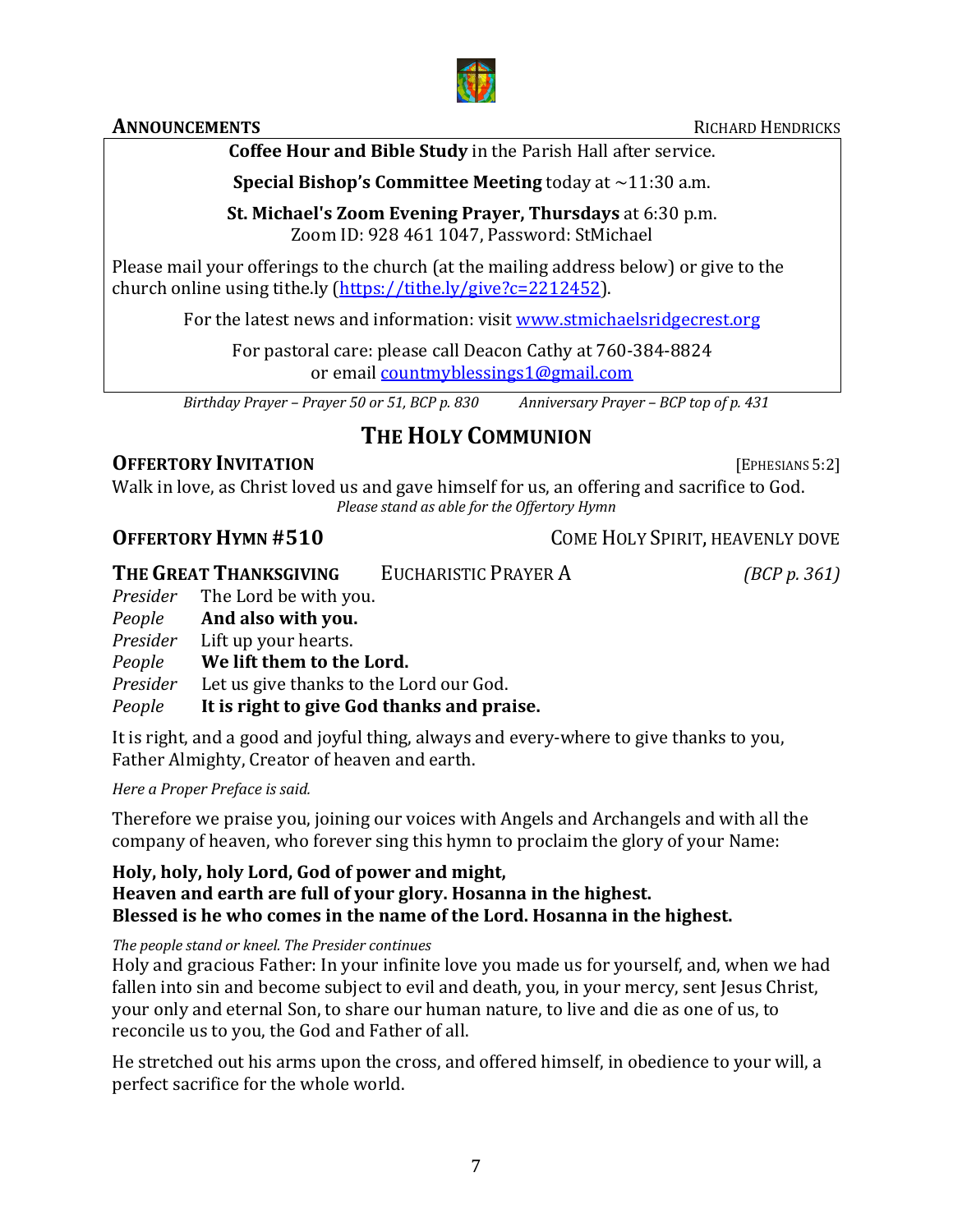## ANNOUNCEMENTS — RICHARD HENDRICKS

**Coffee Hour and Bible Study** in the Parish Hall after service.

**Special Bishop's Committee Meeting** today at ~11:30 a.m.

**St. Michael's Zoom Evening Prayer, Thursdays** at 6:30 p.m.
Zoom ID: 928 461 1047, Password: StMichael

Please mail your offerings to the church (at the mailing address below) or give to the church online using tithe.ly (https://tithe.ly/give?c=2212452).

For the latest news and information: visit www.stmichaelsridgecrest.org

For pastoral care: please call Deacon Cathy at 760-384-8824
or email countmyblessings1@gmail.com

*Birthday Prayer – Prayer 50 or 51, BCP p. 830* *Anniversary Prayer – BCP top of p. 431*

# THE HOLY COMMUNION

## OFFERTORY INVITATION [EPHESIANS 5:2]

Walk in love, as Christ loved us and gave himself for us, an offering and sacrifice to God.

*Please stand as able for the Offertory Hymn*

## OFFERTORY HYMN #510 — COME HOLY SPIRIT, HEAVENLY DOVE

## THE GREAT THANKSGIVING — EUCHARISTIC PRAYER A *(BCP p. 361)*

*Presider* The Lord be with you.
*People* **And also with you.**
*Presider* Lift up your hearts.
*People* **We lift them to the Lord.**
*Presider* Let us give thanks to the Lord our God.
*People* **It is right to give God thanks and praise.**

It is right, and a good and joyful thing, always and every-where to give thanks to you, Father Almighty, Creator of heaven and earth.

*Here a Proper Preface is said.*

Therefore we praise you, joining our voices with Angels and Archangels and with all the company of heaven, who forever sing this hymn to proclaim the glory of your Name:

**Holy, holy, holy Lord, God of power and might,
Heaven and earth are full of your glory. Hosanna in the highest.
Blessed is he who comes in the name of the Lord. Hosanna in the highest.**

*The people stand or kneel. The Presider continues*

Holy and gracious Father: In your infinite love you made us for yourself, and, when we had fallen into sin and become subject to evil and death, you, in your mercy, sent Jesus Christ, your only and eternal Son, to share our human nature, to live and die as one of us, to reconcile us to you, the God and Father of all.

He stretched out his arms upon the cross, and offered himself, in obedience to your will, a perfect sacrifice for the whole world.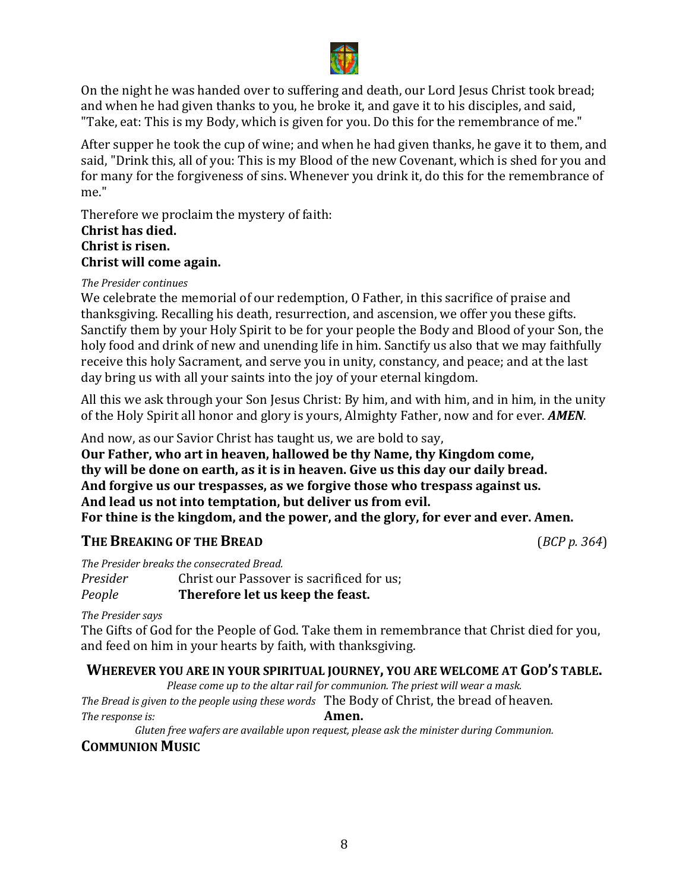On the night he was handed over to suffering and death, our Lord Jesus Christ took bread; and when he had given thanks to you, he broke it, and gave it to his disciples, and said, "Take, eat: This is my Body, which is given for you. Do this for the remembrance of me."

After supper he took the cup of wine; and when he had given thanks, he gave it to them, and said, "Drink this, all of you: This is my Blood of the new Covenant, which is shed for you and for many for the forgiveness of sins. Whenever you drink it, do this for the remembrance of me."

Therefore we proclaim the mystery of faith:
**Christ has died.**
**Christ is risen.**
**Christ will come again.**

*The Presider continues*
We celebrate the memorial of our redemption, O Father, in this sacrifice of praise and thanksgiving. Recalling his death, resurrection, and ascension, we offer you these gifts. Sanctify them by your Holy Spirit to be for your people the Body and Blood of your Son, the holy food and drink of new and unending life in him. Sanctify us also that we may faithfully receive this holy Sacrament, and serve you in unity, constancy, and peace; and at the last day bring us with all your saints into the joy of your eternal kingdom.

All this we ask through your Son Jesus Christ: By him, and with him, and in him, in the unity of the Holy Spirit all honor and glory is yours, Almighty Father, now and for ever. ***AMEN***.

And now, as our Savior Christ has taught us, we are bold to say,
**Our Father, who art in heaven, hallowed be thy Name, thy Kingdom come,**
**thy will be done on earth, as it is in heaven. Give us this day our daily bread.**
**And forgive us our trespasses, as we forgive those who trespass against us.**
**And lead us not into temptation, but deliver us from evil.**
**For thine is the kingdom, and the power, and the glory, for ever and ever. Amen.**

## THE BREAKING OF THE BREAD (*BCP p. 364*)

*The Presider breaks the consecrated Bread.*
*Presider* Christ our Passover is sacrificed for us;
*People* **Therefore let us keep the feast.**

*The Presider says*
The Gifts of God for the People of God. Take them in remembrance that Christ died for you, and feed on him in your hearts by faith, with thanksgiving.

### WHEREVER YOU ARE IN YOUR SPIRITUAL JOURNEY, YOU ARE WELCOME AT GOD'S TABLE.

*Please come up to the altar rail for communion. The priest will wear a mask.*

*The Bread is given to the people using these words* The Body of Christ, the bread of heaven.
*The response is:* **Amen.**

*Gluten free wafers are available upon request, please ask the minister during Communion.*

## COMMUNION MUSIC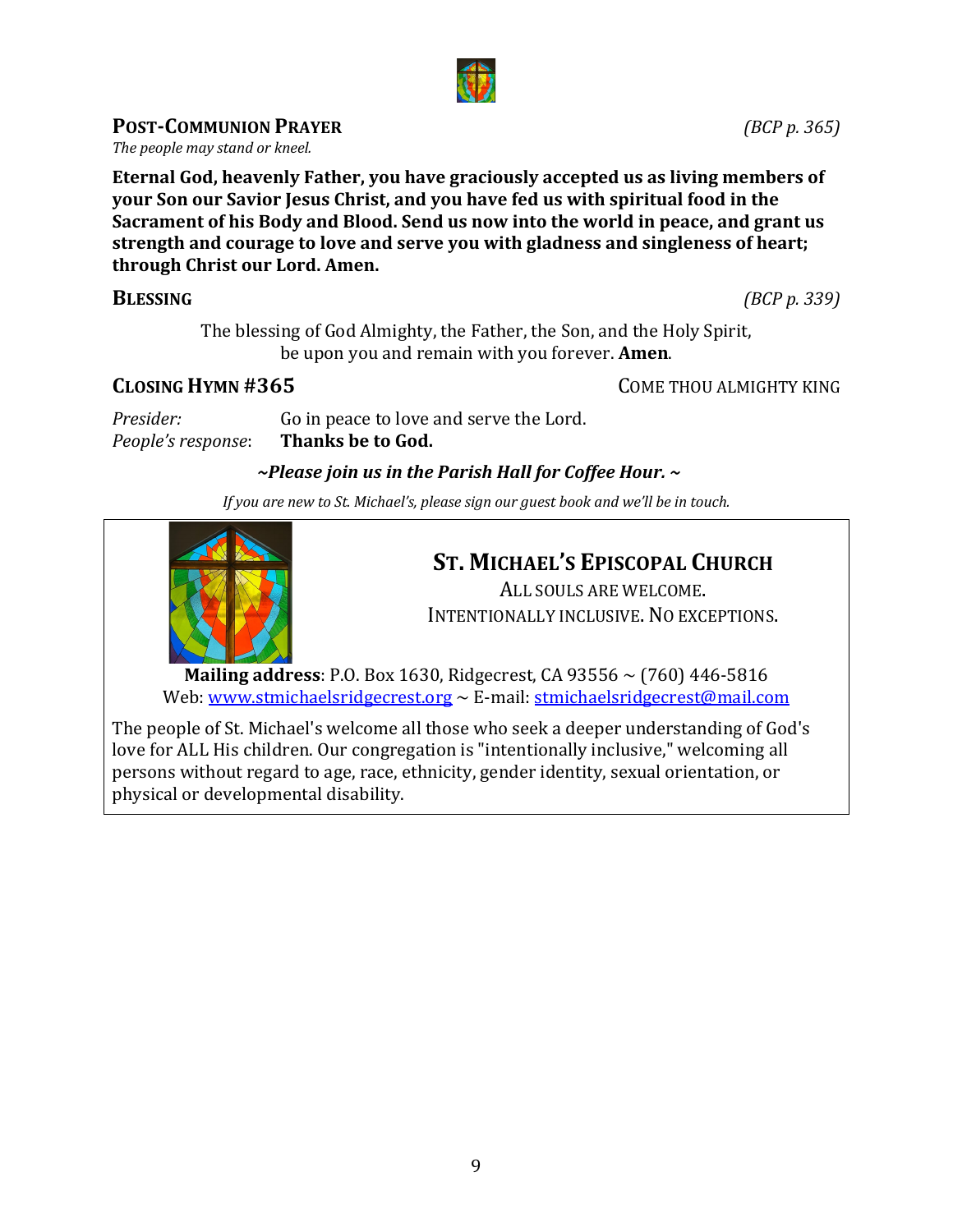**POST-COMMUNION PRAYER** *(BCP p. 365)*

*The people may stand or kneel.*

**Eternal God, heavenly Father, you have graciously accepted us as living members of your Son our Savior Jesus Christ, and you have fed us with spiritual food in the Sacrament of his Body and Blood. Send us now into the world in peace, and grant us strength and courage to love and serve you with gladness and singleness of heart; through Christ our Lord. Amen.**

**BLESSING** *(BCP p. 339)*

The blessing of God Almighty, the Father, the Son, and the Holy Spirit, be upon you and remain with you forever. **Amen**.

**CLOSING HYMN #365** COME THOU ALMIGHTY KING

*Presider:* Go in peace to love and serve the Lord.
*People's response*: **Thanks be to God.**

***~Please join us in the Parish Hall for Coffee Hour. ~***

*If you are new to St. Michael's, please sign our guest book and we'll be in touch.*

## ST. MICHAEL'S EPISCOPAL CHURCH

ALL SOULS ARE WELCOME.
INTENTIONALLY INCLUSIVE. NO EXCEPTIONS.

**Mailing address**: P.O. Box 1630, Ridgecrest, CA 93556 ~ (760) 446-5816
Web: www.stmichaelsridgecrest.org ~ E-mail: stmichaelsridgecrest@mail.com

The people of St. Michael's welcome all those who seek a deeper understanding of God's love for ALL His children. Our congregation is "intentionally inclusive," welcoming all persons without regard to age, race, ethnicity, gender identity, sexual orientation, or physical or developmental disability.